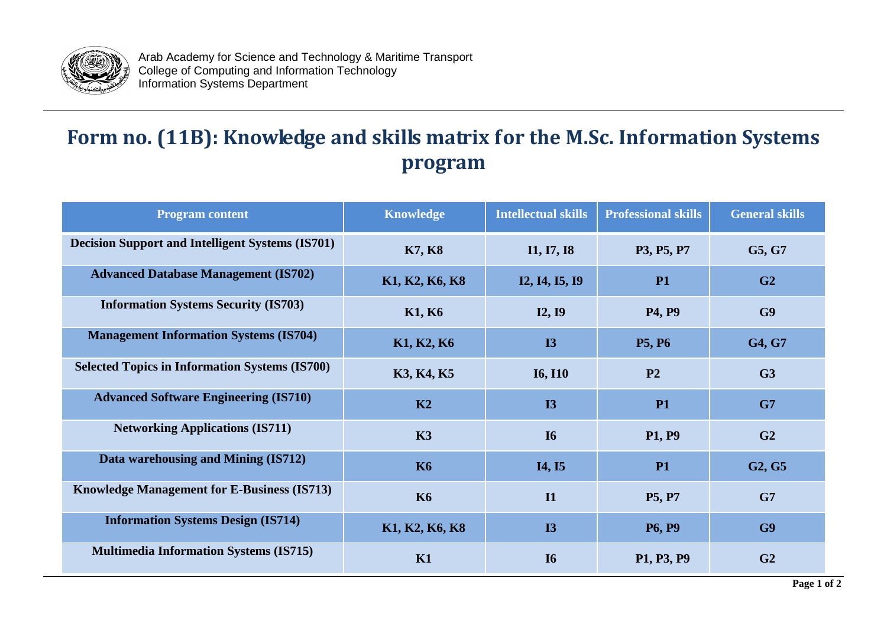Arab Academy for Science and Technology & Maritime Transport
College of Computing and Information Technology
Information Systems Department

# Form no. (11B): Knowledge and skills matrix for the M.Sc. Information Systems program

| Program content | Knowledge | Intellectual skills | Professional skills | General skills |
|---|---|---|---|---|
| Decision Support and Intelligent Systems (IS701) | K7, K8 | I1, I7, I8 | P3, P5, P7 | G5, G7 |
| Advanced Database Management (IS702) | K1, K2, K6, K8 | I2, I4, I5, I9 | P1 | G2 |
| Information Systems Security (IS703) | K1, K6 | I2, I9 | P4, P9 | G9 |
| Management Information Systems (IS704) | K1, K2, K6 | I3 | P5, P6 | G4, G7 |
| Selected Topics in Information Systems (IS700) | K3, K4, K5 | I6, I10 | P2 | G3 |
| Advanced Software Engineering (IS710) | K2 | I3 | P1 | G7 |
| Networking Applications (IS711) | K3 | I6 | P1, P9 | G2 |
| Data warehousing and Mining (IS712) | K6 | I4, I5 | P1 | G2, G5 |
| Knowledge Management for E-Business (IS713) | K6 | I1 | P5, P7 | G7 |
| Information Systems Design (IS714) | K1, K2, K6, K8 | I3 | P6, P9 | G9 |
| Multimedia Information Systems (IS715) | K1 | I6 | P1, P3, P9 | G2 |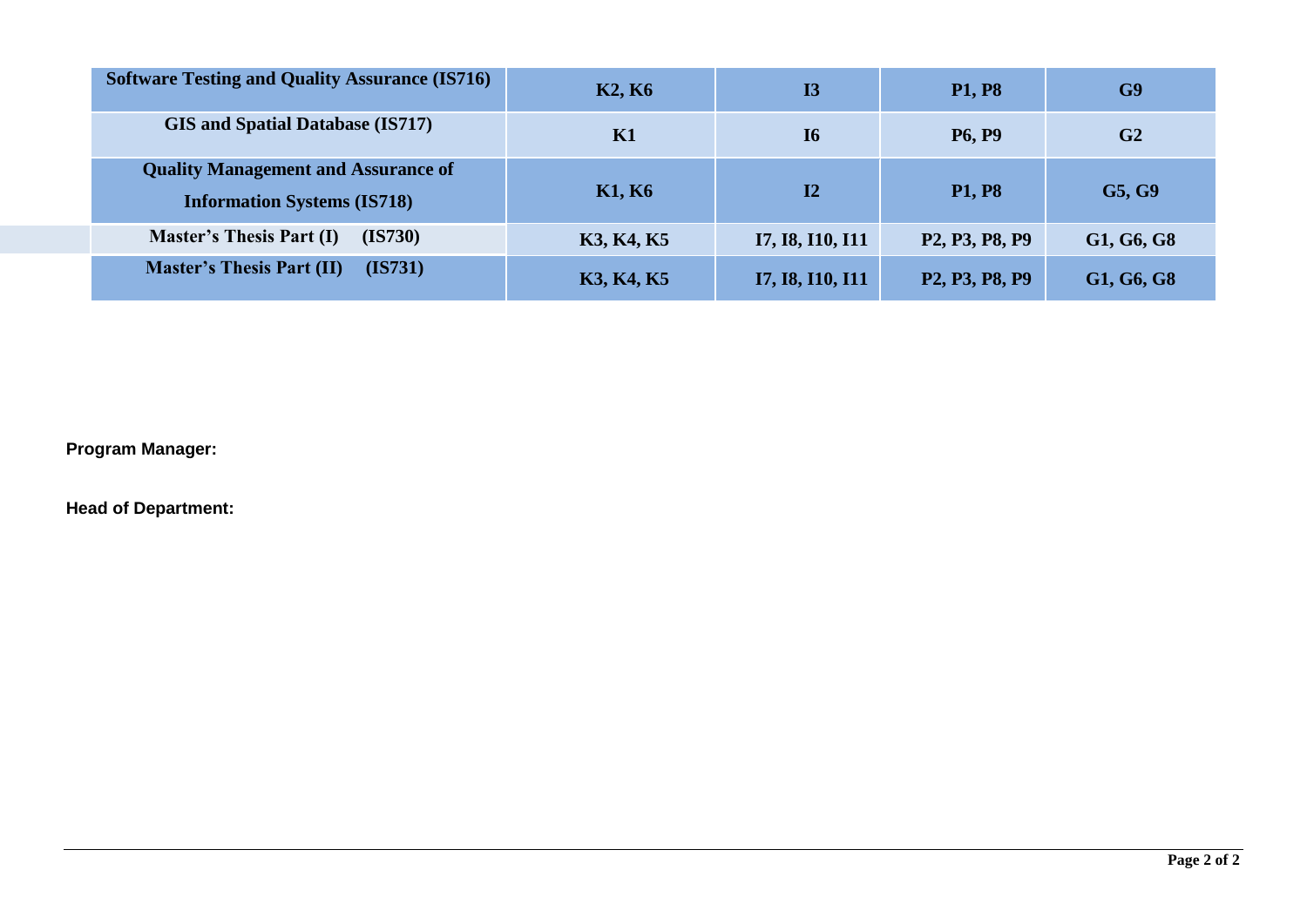| | | | | |
|---|---|---|---|---|
| **Software Testing and Quality Assurance (IS716)** | **K2, K6** | **I3** | **P1, P8** | **G9** |
| **GIS and Spatial Database (IS717)** | **K1** | **I6** | **P6, P9** | **G2** |
| **Quality Management and Assurance of Information Systems (IS718)** | **K1, K6** | **I2** | **P1, P8** | **G5, G9** |
| **Master's Thesis Part (I) (IS730)** | **K3, K4, K5** | **I7, I8, I10, I11** | **P2, P3, P8, P9** | **G1, G6, G8** |
| **Master's Thesis Part (II) (IS731)** | **K3, K4, K5** | **I7, I8, I10, I11** | **P2, P3, P8, P9** | **G1, G6, G8** |

**Program Manager:**

**Head of Department:**